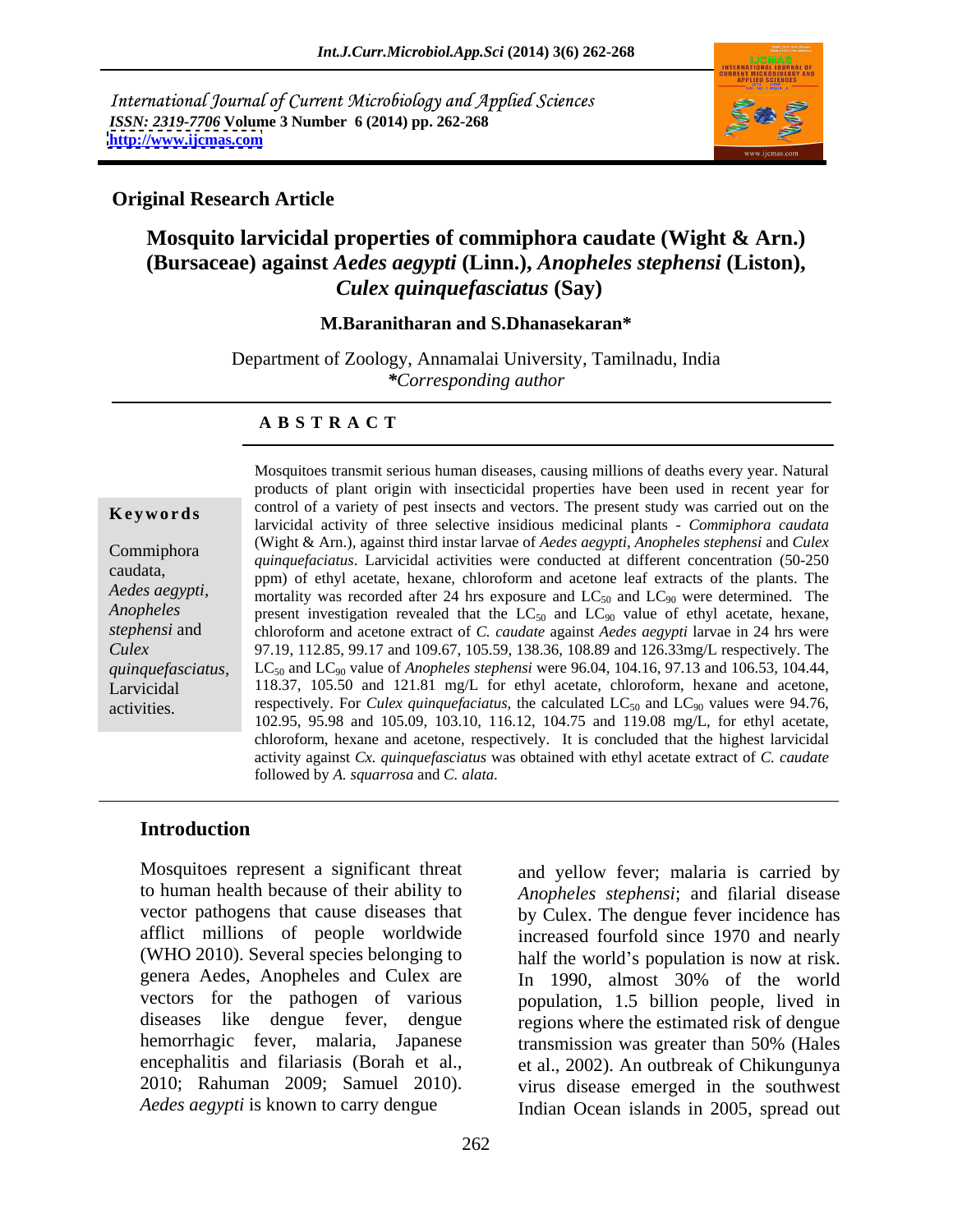International Journal of Current Microbiology and Applied Sciences
*ISSN: 2319-7706* **Volume 3 Number 6 (2014) pp. 262-268**
**http://www.ijcmas.com**

**Original Research Article**

# Mosquito larvicidal properties of commiphora caudate (Wight & Arn.) (Bursaceae) against *Aedes aegypti* (Linn.), *Anopheles stephensi* (Liston), *Culex quinquefasciatus* (Say)

**M.Baranitharan and S.Dhanasekaran***

Department of Zoology, Annamalai University, Tamilnadu, India
**Corresponding author*

**A B S T R A C T**

**Keywords**

Commiphora caudata, *Aedes aegypti*, *Anopheles stephensi* and *Culex quinquefasciatus*, Larvicidal activities.

Mosquitoes transmit serious human diseases, causing millions of deaths every year. Natural products of plant origin with insecticidal properties have been used in recent year for control of a variety of pest insects and vectors. The present study was carried out on the larvicidal activity of three selective insidious medicinal plants - *Commiphora caudata* (Wight & Arn.), against third instar larvae of *Aedes aegypti*, *Anopheles stephensi* and *Culex quinquefaciatus*. Larvicidal activities were conducted at different concentration (50-250 ppm) of ethyl acetate, hexane, chloroform and acetone leaf extracts of the plants. The mortality was recorded after 24 hrs exposure and $LC_{50}$ and $LC_{90}$ were determined. The present investigation revealed that the $LC_{50}$ and $LC_{90}$ value of ethyl acetate, hexane, chloroform and acetone extract of *C. caudate* against *Aedes aegypti* larvae in 24 hrs were 97.19, 112.85, 99.17 and 109.67, 105.59, 138.36, 108.89 and 126.33mg/L respectively. The $LC_{50}$ and $LC_{90}$ value of *Anopheles stephensi* were 96.04, 104.16, 97.13 and 106.53, 104.44, 118.37, 105.50 and 121.81 mg/L for ethyl acetate, chloroform, hexane and acetone, respectively. For *Culex quinquefaciatus,* the calculated $LC_{50}$ and $LC_{90}$ values were 94.76, 102.95, 95.98 and 105.09, 103.10, 116.12, 104.75 and 119.08 mg/L, for ethyl acetate, chloroform, hexane and acetone, respectively. It is concluded that the highest larvicidal activity against *Cx. quinquefasciatus* was obtained with ethyl acetate extract of *C. caudate* followed by *A. squarrosa* and *C. alata.*

## Introduction

Mosquitoes represent a significant threat to human health because of their ability to vector pathogens that cause diseases that afflict millions of people worldwide (WHO 2010). Several species belonging to genera Aedes, Anopheles and Culex are vectors for the pathogen of various diseases like dengue fever, dengue hemorrhagic fever, malaria, Japanese encephalitis and filariasis (Borah et al., 2010; Rahuman 2009; Samuel 2010). *Aedes aegypti* is known to carry dengue and yellow fever; malaria is carried by *Anopheles stephensi*; and filarial disease by Culex. The dengue fever incidence has increased fourfold since 1970 and nearly half the world's population is now at risk. In 1990, almost 30% of the world population, 1.5 billion people, lived in regions where the estimated risk of dengue transmission was greater than 50% (Hales et al., 2002). An outbreak of Chikungunya virus disease emerged in the southwest Indian Ocean islands in 2005, spread out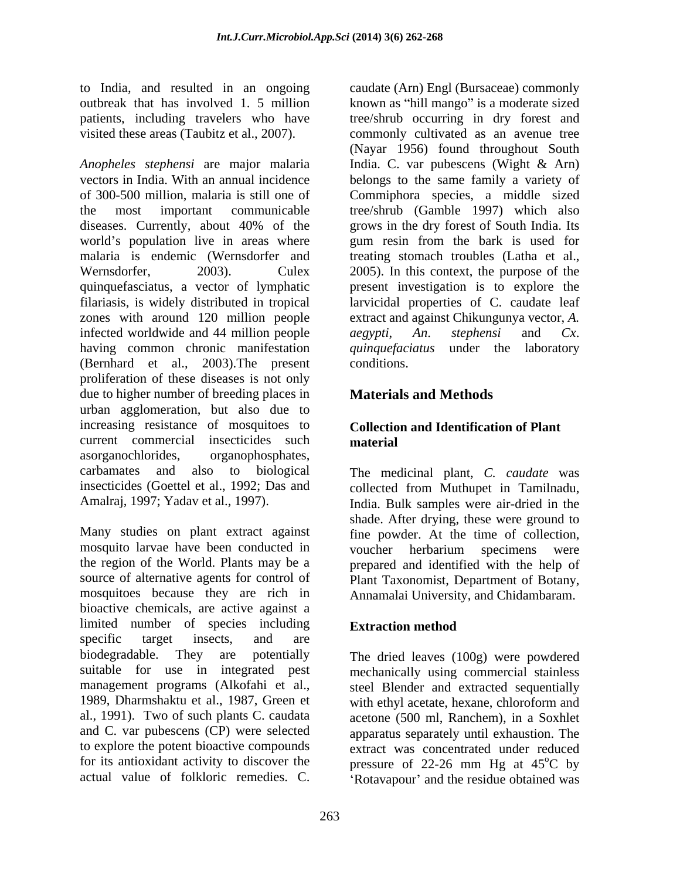to India, and resulted in an ongoing outbreak that has involved 1. 5 million patients, including travelers who have visited these areas (Taubitz et al., 2007).

*Anopheles stephensi* are major malaria vectors in India. With an annual incidence of 300-500 million, malaria is still one of the most important communicable diseases. Currently, about 40% of the world's population live in areas where malaria is endemic (Wernsdorfer and Wernsdorfer, 2003). Culex quinquefasciatus, a vector of lymphatic filariasis, is widely distributed in tropical zones with around 120 million people infected worldwide and 44 million people having common chronic manifestation (Bernhard et al., 2003).The present proliferation of these diseases is not only due to higher number of breeding places in urban agglomeration, but also due to increasing resistance of mosquitoes to current commercial insecticides such asorganochlorides, organophosphates, carbamates and also to biological insecticides (Goettel et al., 1992; Das and Amalraj, 1997; Yadav et al., 1997).

Many studies on plant extract against mosquito larvae have been conducted in the region of the World. Plants may be a source of alternative agents for control of mosquitoes because they are rich in bioactive chemicals, are active against a limited number of species including specific target insects, and are biodegradable. They are potentially suitable for use in integrated pest management programs (Alkofahi et al., 1989, Dharmshaktu et al., 1987, Green et al., 1991). Two of such plants C. caudata and C. var pubescens (CP) were selected to explore the potent bioactive compounds for its antioxidant activity to discover the actual value of folkloric remedies. C. caudate (Arn) Engl (Bursaceae) commonly known as "hill mango" is a moderate sized tree/shrub occurring in dry forest and commonly cultivated as an avenue tree (Nayar 1956) found throughout South India. C. var pubescens (Wight & Arn) belongs to the same family a variety of Commiphora species, a middle sized tree/shrub (Gamble 1997) which also grows in the dry forest of South India. Its gum resin from the bark is used for treating stomach troubles (Latha et al., 2005). In this context, the purpose of the present investigation is to explore the larvicidal properties of C. caudate leaf extract and against Chikungunya vector, *A. aegypti*, *An. stephensi* and *Cx. quinquefaciatus* under the laboratory conditions.

## Materials and Methods

### Collection and Identification of Plant material

The medicinal plant, *C. caudate* was collected from Muthupet in Tamilnadu, India. Bulk samples were air-dried in the shade. After drying, these were ground to fine powder. At the time of collection, voucher herbarium specimens were prepared and identified with the help of Plant Taxonomist, Department of Botany, Annamalai University, and Chidambaram.

### Extraction method

The dried leaves (100g) were powdered mechanically using commercial stainless steel Blender and extracted sequentially with ethyl acetate, hexane, chloroform and acetone (500 ml, Ranchem), in a Soxhlet apparatus separately until exhaustion. The extract was concentrated under reduced pressure of 22-26 mm Hg at 45$^{o}$C by 'Rotavapour' and the residue obtained was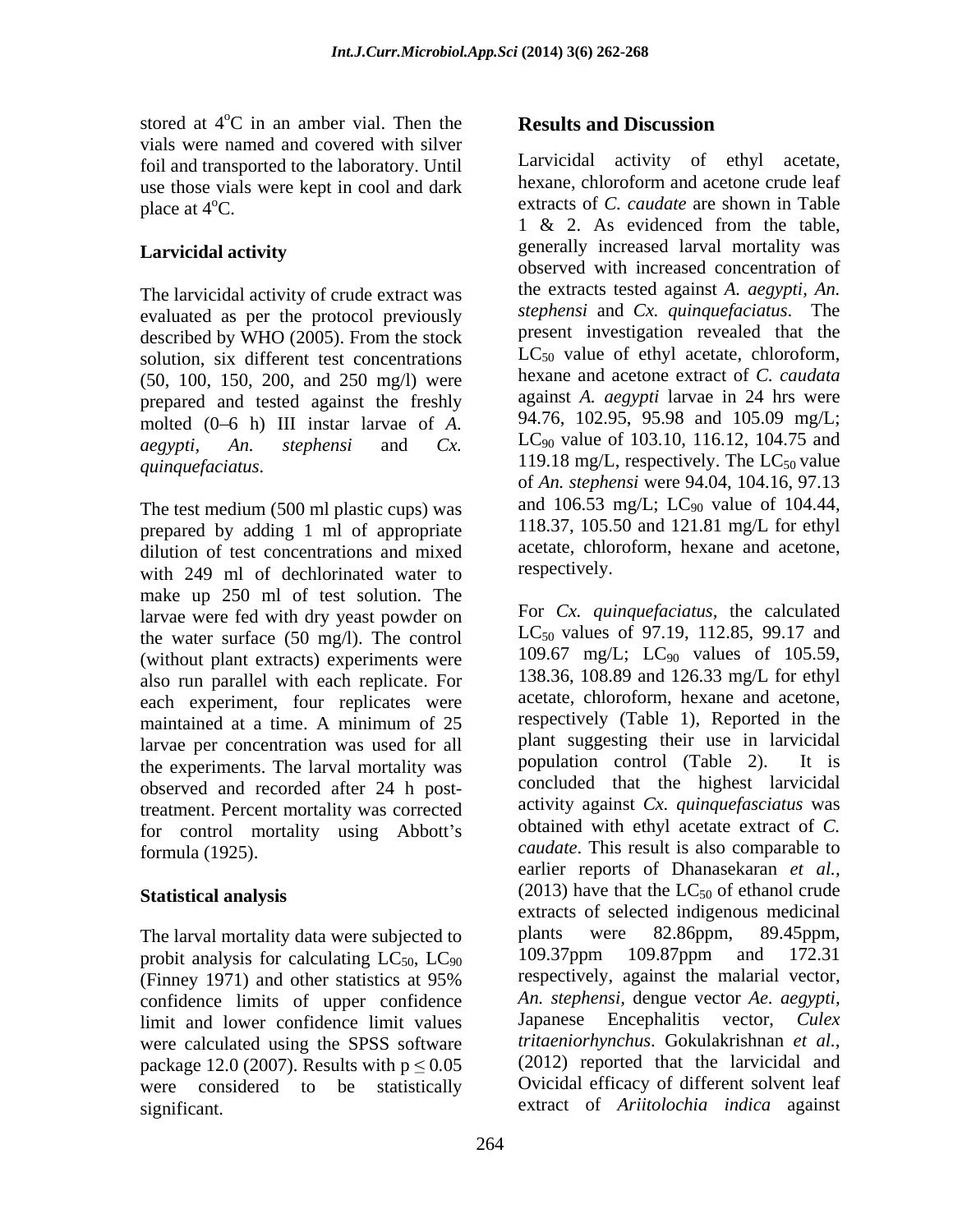stored at 4$^{o}$C in an amber vial. Then the vials were named and covered with silver foil and transported to the laboratory. Until use those vials were kept in cool and dark place at 4$^{o}$C.

**Larvicidal activity**

The larvicidal activity of crude extract was evaluated as per the protocol previously described by WHO (2005). From the stock solution, six different test concentrations (50, 100, 150, 200, and 250 mg/l) were prepared and tested against the freshly molted (0–6 h) III instar larvae of *A. aegypti*, *An. stephensi* and *Cx. quinquefaciatus*.

The test medium (500 ml plastic cups) was prepared by adding 1 ml of appropriate dilution of test concentrations and mixed with 249 ml of dechlorinated water to make up 250 ml of test solution. The larvae were fed with dry yeast powder on the water surface (50 mg/l). The control (without plant extracts) experiments were also run parallel with each replicate. For each experiment, four replicates were maintained at a time. A minimum of 25 larvae per concentration was used for all the experiments. The larval mortality was observed and recorded after 24 h post-treatment. Percent mortality was corrected for control mortality using Abbott's formula (1925).

**Statistical analysis**

The larval mortality data were subjected to probit analysis for calculating $LC_{50}$, $LC_{90}$ (Finney 1971) and other statistics at 95% confidence limits of upper confidence limit and lower confidence limit values were calculated using the SPSS software package 12.0 (2007). Results with $p \leq 0.05$ were considered to be statistically significant.

## Results and Discussion

Larvicidal activity of ethyl acetate, hexane, chloroform and acetone crude leaf extracts of *C. caudate* are shown in Table 1 & 2. As evidenced from the table, generally increased larval mortality was observed with increased concentration of the extracts tested against *A. aegypti, An. stephensi* and *Cx. quinquefaciatus*. The present investigation revealed that the $LC_{50}$ value of ethyl acetate, chloroform, hexane and acetone extract of *C. caudata* against *A. aegypti* larvae in 24 hrs were 94.76, 102.95, 95.98 and 105.09 mg/L; $LC_{90}$ value of 103.10, 116.12, 104.75 and 119.18 mg/L, respectively. The $LC_{50}$ value of *An. stephensi* were 94.04, 104.16, 97.13 and 106.53 mg/L; $LC_{90}$ value of 104.44, 118.37, 105.50 and 121.81 mg/L for ethyl acetate, chloroform, hexane and acetone, respectively.

For *Cx. quinquefaciatus*, the calculated $LC_{50}$ values of 97.19, 112.85, 99.17 and 109.67 mg/L; $LC_{90}$ values of 105.59, 138.36, 108.89 and 126.33 mg/L for ethyl acetate, chloroform, hexane and acetone, respectively (Table 1), Reported in the plant suggesting their use in larvicidal population control (Table 2). It is concluded that the highest larvicidal activity against *Cx. quinquefasciatus* was obtained with ethyl acetate extract of *C. caudate*. This result is also comparable to earlier reports of Dhanasekaran *et al.*, (2013) have that the $LC_{50}$ of ethanol crude extracts of selected indigenous medicinal plants were 82.86ppm, 89.45ppm, 109.37ppm 109.87ppm and 172.31 respectively, against the malarial vector, *An. stephensi,* dengue vector *Ae. aegypti,* Japanese Encephalitis vector, *Culex tritaeniorhynchus*. Gokulakrishnan *et al.*, (2012) reported that the larvicidal and Ovicidal efficacy of different solvent leaf extract of *Ariitolochia indica* against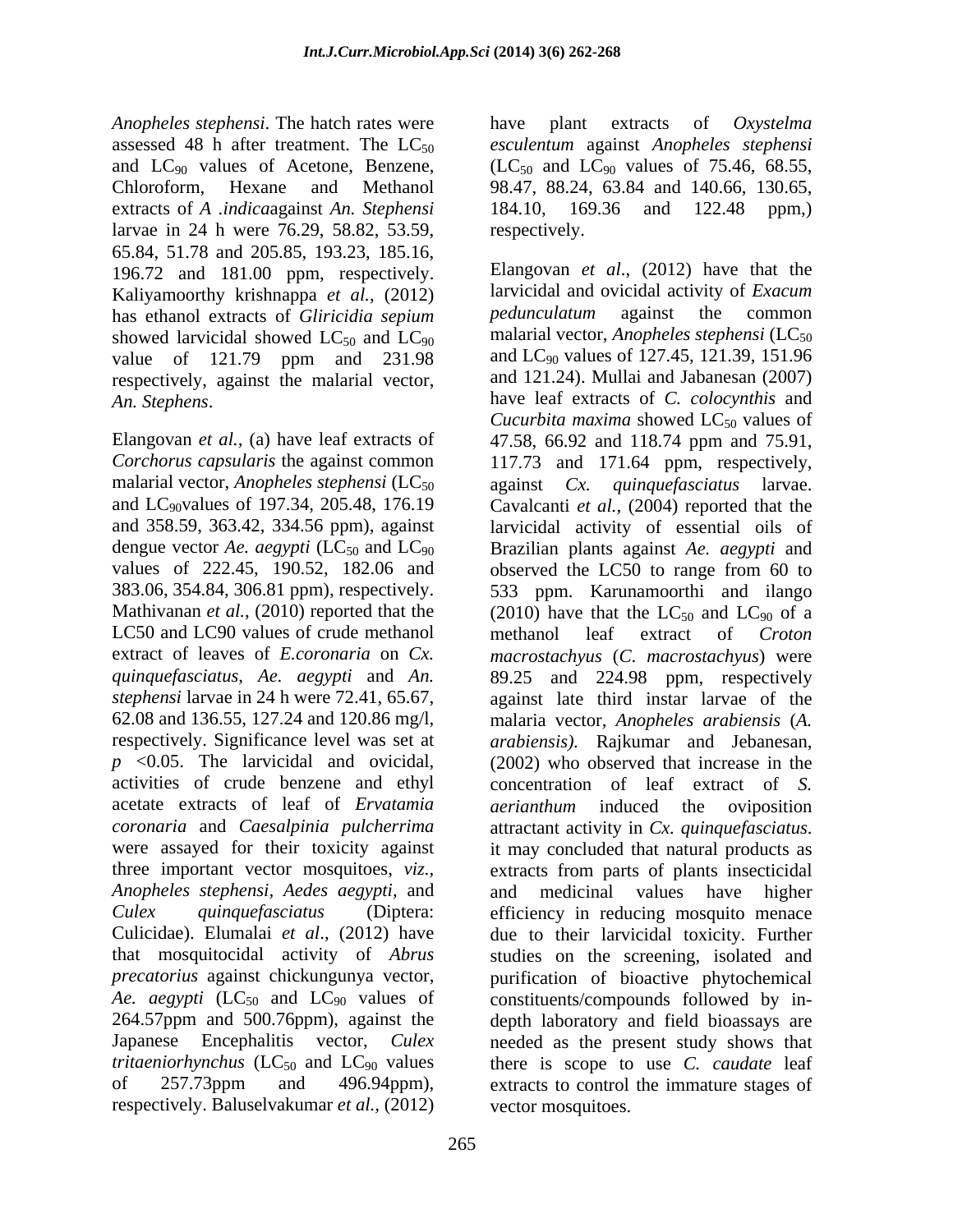*Anopheles stephensi*. The hatch rates were assessed 48 h after treatment. The $LC_{50}$ and $LC_{90}$ values of Acetone, Benzene, Chloroform, Hexane and Methanol extracts of *A .indica*against *An. Stephensi* larvae in 24 h were 76.29, 58.82, 53.59, 65.84, 51.78 and 205.85, 193.23, 185.16, 196.72 and 181.00 ppm, respectively. Kaliyamoorthy krishnappa *et al.,* (2012) has ethanol extracts of *Gliricidia sepium* showed larvicidal showed $LC_{50}$ and $LC_{90}$ value of 121.79 ppm and 231.98 respectively, against the malarial vector, *An. Stephens*.

Elangovan *et al.,* (a) have leaf extracts of *Corchorus capsularis* the against common malarial vector, *Anopheles stephensi* ($LC_{50}$ and $LC_{90}$values of 197.34, 205.48, 176.19 and 358.59, 363.42, 334.56 ppm), against dengue vector *Ae. aegypti* ($LC_{50}$ and $LC_{90}$ values of 222.45, 190.52, 182.06 and 383.06, 354.84, 306.81 ppm), respectively. Mathivanan *et al.,* (2010) reported that the LC50 and LC90 values of crude methanol extract of leaves of *E.coronaria* on *Cx. quinquefasciatus, Ae. aegypti* and *An. stephensi* larvae in 24 h were 72.41, 65.67, 62.08 and 136.55, 127.24 and 120.86 mg/l, respectively. Significance level was set at $p < 0.05$. The larvicidal and ovicidal, activities of crude benzene and ethyl acetate extracts of leaf of *Ervatamia coronaria* and *Caesalpinia pulcherrima* were assayed for their toxicity against three important vector mosquitoes, *viz., Anopheles stephensi, Aedes aegypti,* and *Culex quinquefasciatus* (Diptera: Culicidae). Elumalai *et al*., (2012) have that mosquitocidal activity of *Abrus precatorius* against chickungunya vector, *Ae. aegypti* ($LC_{50}$ and $LC_{90}$ values of 264.57ppm and 500.76ppm), against the Japanese Encephalitis vector, *Culex tritaeniorhynchus* ($LC_{50}$ and $LC_{90}$ values of 257.73ppm and 496.94ppm), respectively. Baluselvakumar *et al.,* (2012) have plant extracts of *Oxystelma esculentum* against *Anopheles stephensi* ($LC_{50}$ and $LC_{90}$ values of 75.46, 68.55, 98.47, 88.24, 63.84 and 140.66, 130.65, 184.10, 169.36 and 122.48 ppm,) respectively.

Elangovan *et al*., (2012) have that the larvicidal and ovicidal activity of *Exacum pedunculatum* against the common malarial vector, *Anopheles stephensi* ($LC_{50}$ and $LC_{90}$ values of 127.45, 121.39, 151.96 and 121.24). Mullai and Jabanesan (2007) have leaf extracts of *C. colocynthis* and *Cucurbita maxima* showed $LC_{50}$ values of 47.58, 66.92 and 118.74 ppm and 75.91, 117.73 and 171.64 ppm, respectively, against *Cx. quinquefasciatus* larvae. Cavalcanti *et al.,* (2004) reported that the larvicidal activity of essential oils of Brazilian plants against *Ae. aegypti* and observed the LC50 to range from 60 to 533 ppm. Karunamoorthi and ilango (2010) have that the $LC_{50}$ and $LC_{90}$ of a methanol leaf extract of *Croton macrostachyus* (*C. macrostachyus*) were 89.25 and 224.98 ppm, respectively against late third instar larvae of the malaria vector, *Anopheles arabiensis* (*A. arabiensis).* Rajkumar and Jebanesan, (2002) who observed that increase in the concentration of leaf extract of *S. aerianthum* induced the oviposition attractant activity in *Cx. quinquefasciatus*. it may concluded that natural products as extracts from parts of plants insecticidal and medicinal values have higher efficiency in reducing mosquito menace due to their larvicidal toxicity. Further studies on the screening, isolated and purification of bioactive phytochemical constituents/compounds followed by in-depth laboratory and field bioassays are needed as the present study shows that there is scope to use *C. caudate* leaf extracts to control the immature stages of vector mosquitoes.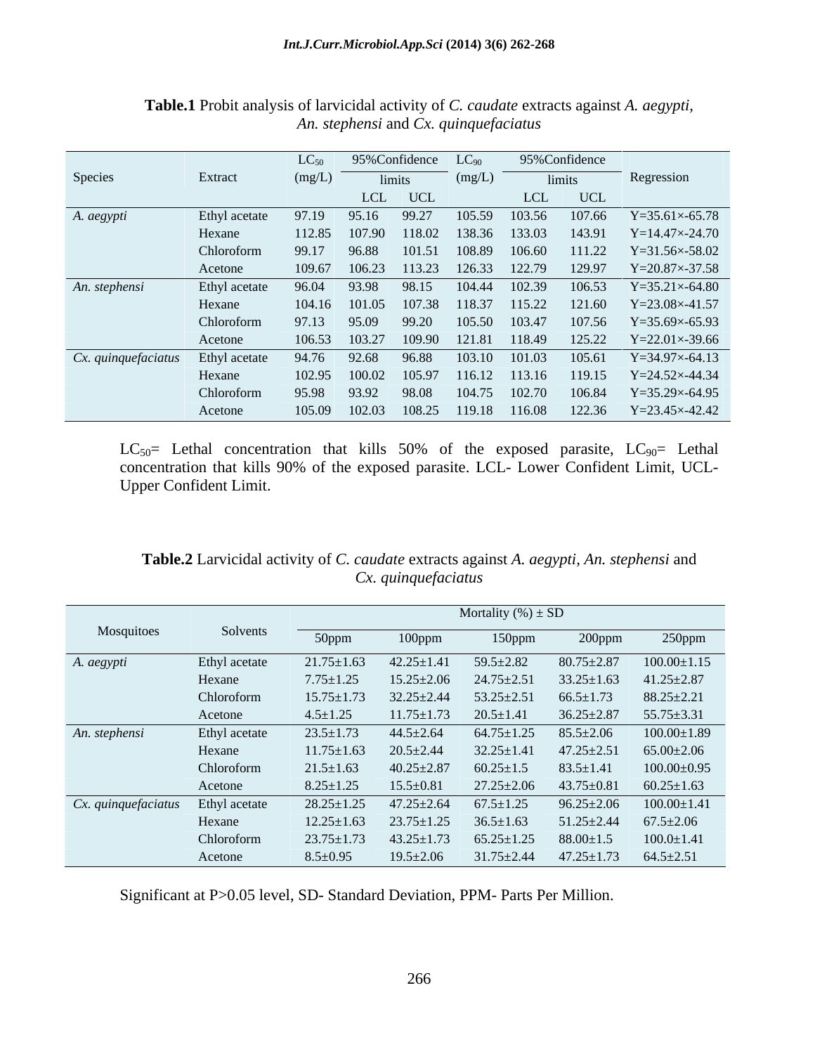**Table.1** Probit analysis of larvicidal activity of *C. caudate* extracts against *A. aegypti*, *An. stephensi* and *Cx. quinquefaciatus*

| Species | Extract | $LC_{50}$ (mg/L) | 95%Confidence limits | | $LC_{90}$ (mg/L) | 95%Confidence limits | | Regression |
|---|---|---|---|---|---|---|---|---|
| | | | LCL | UCL | | LCL | UCL | |
| *A. aegypti* | Ethyl acetate | 97.19 | 95.16 | 99.27 | 105.59 | 103.56 | 107.66 | Y=35.61×-65.78 |
| | Hexane | 112.85 | 107.90 | 118.02 | 138.36 | 133.03 | 143.91 | Y=14.47×-24.70 |
| | Chloroform | 99.17 | 96.88 | 101.51 | 108.89 | 106.60 | 111.22 | Y=31.56×-58.02 |
| | Acetone | 109.67 | 106.23 | 113.23 | 126.33 | 122.79 | 129.97 | Y=20.87×-37.58 |
| *An. stephensi* | Ethyl acetate | 96.04 | 93.98 | 98.15 | 104.44 | 102.39 | 106.53 | Y=35.21×-64.80 |
| | Hexane | 104.16 | 101.05 | 107.38 | 118.37 | 115.22 | 121.60 | Y=23.08×-41.57 |
| | Chloroform | 97.13 | 95.09 | 99.20 | 105.50 | 103.47 | 107.56 | Y=35.69×-65.93 |
| | Acetone | 106.53 | 103.27 | 109.90 | 121.81 | 118.49 | 125.22 | Y=22.01×-39.66 |
| *Cx. quinquefaciatus* | Ethyl acetate | 94.76 | 92.68 | 96.88 | 103.10 | 101.03 | 105.61 | Y=34.97×-64.13 |
| | Hexane | 102.95 | 100.02 | 105.97 | 116.12 | 113.16 | 119.15 | Y=24.52×-44.34 |
| | Chloroform | 95.98 | 93.92 | 98.08 | 104.75 | 102.70 | 106.84 | Y=35.29×-64.95 |
| | Acetone | 105.09 | 102.03 | 108.25 | 119.18 | 116.08 | 122.36 | Y=23.45×-42.42 |

$LC_{50}$= Lethal concentration that kills 50% of the exposed parasite, $LC_{90}$= Lethal concentration that kills 90% of the exposed parasite. LCL- Lower Confident Limit, UCL- Upper Confident Limit.

**Table.2** Larvicidal activity of *C. caudate* extracts against *A. aegypti*, *An. stephensi* and *Cx. quinquefaciatus*

| Mosquitoes | Solvents | Mortality (%) ± SD | | | | |
|---|---|---|---|---|---|---|
| | | 50ppm | 100ppm | 150ppm | 200ppm | 250ppm |
| *A. aegypti* | Ethyl acetate | 21.75±1.63 | 42.25±1.41 | 59.5±2.82 | 80.75±2.87 | 100.00±1.15 |
| | Hexane | 7.75±1.25 | 15.25±2.06 | 24.75±2.51 | 33.25±1.63 | 41.25±2.87 |
| | Chloroform | 15.75±1.73 | 32.25±2.44 | 53.25±2.51 | 66.5±1.73 | 88.25±2.21 |
| | Acetone | 4.5±1.25 | 11.75±1.73 | 20.5±1.41 | 36.25±2.87 | 55.75±3.31 |
| *An. stephensi* | Ethyl acetate | 23.5±1.73 | 44.5±2.64 | 64.75±1.25 | 85.5±2.06 | 100.00±1.89 |
| | Hexane | 11.75±1.63 | 20.5±2.44 | 32.25±1.41 | 47.25±2.51 | 65.00±2.06 |
| | Chloroform | 21.5±1.63 | 40.25±2.87 | 60.25±1.5 | 83.5±1.41 | 100.00±0.95 |
| | Acetone | 8.25±1.25 | 15.5±0.81 | 27.25±2.06 | 43.75±0.81 | 60.25±1.63 |
| *Cx. quinquefaciatus* | Ethyl acetate | 28.25±1.25 | 47.25±2.64 | 67.5±1.25 | 96.25±2.06 | 100.00±1.41 |
| | Hexane | 12.25±1.63 | 23.75±1.25 | 36.5±1.63 | 51.25±2.44 | 67.5±2.06 |
| | Chloroform | 23.75±1.73 | 43.25±1.73 | 65.25±1.25 | 88.00±1.5 | 100.0±1.41 |
| | Acetone | 8.5±0.95 | 19.5±2.06 | 31.75±2.44 | 47.25±1.73 | 64.5±2.51 |

Significant at $P>0.05$ level, SD- Standard Deviation, PPM- Parts Per Million.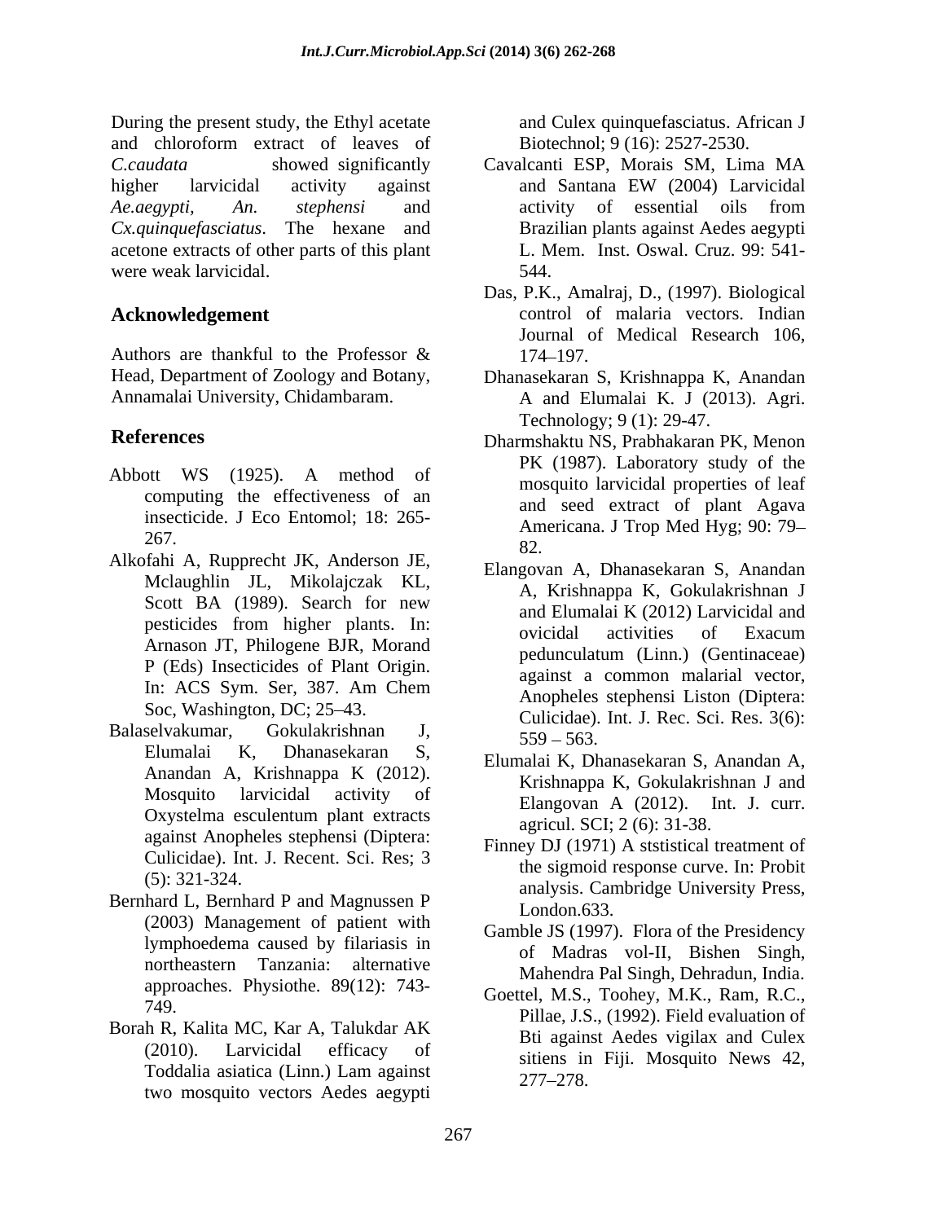During the present study, the Ethyl acetate and chloroform extract of leaves of *C.caudata* showed significantly higher larvicidal activity against *Ae.aegypti, An. stephensi* and *Cx.quinquefasciatus*. The hexane and acetone extracts of other parts of this plant were weak larvicidal.

## Acknowledgement

Authors are thankful to the Professor & Head, Department of Zoology and Botany, Annamalai University, Chidambaram.

## References

Abbott WS (1925). A method of computing the effectiveness of an insecticide. J Eco Entomol; 18: 265-267.

Alkofahi A, Rupprecht JK, Anderson JE, Mclaughlin JL, Mikolajczak KL, Scott BA (1989). Search for new pesticides from higher plants. In: Arnason JT, Philogene BJR, Morand P (Eds) Insecticides of Plant Origin. In: ACS Sym. Ser, 387. Am Chem Soc, Washington, DC; 25–43.

Balaselvakumar, Gokulakrishnan J, Elumalai K, Dhanasekaran S, Anandan A, Krishnappa K (2012). Mosquito larvicidal activity of Oxystelma esculentum plant extracts against Anopheles stephensi (Diptera: Culicidae). Int. J. Recent. Sci. Res; 3 (5): 321-324.

Bernhard L, Bernhard P and Magnussen P (2003) Management of patient with lymphoedema caused by filariasis in northeastern Tanzania: alternative approaches. Physiothe. 89(12): 743-749.

Borah R, Kalita MC, Kar A, Talukdar AK (2010). Larvicidal efficacy of Toddalia asiatica (Linn.) Lam against two mosquito vectors Aedes aegypti and Culex quinquefasciatus. African J Biotechnol; 9 (16): 2527-2530.

Cavalcanti ESP, Morais SM, Lima MA and Santana EW (2004) Larvicidal activity of essential oils from Brazilian plants against Aedes aegypti L. Mem. Inst. Oswal. Cruz. 99: 541-544.

Das, P.K., Amalraj, D., (1997). Biological control of malaria vectors. Indian Journal of Medical Research 106, 174–197.

Dhanasekaran S, Krishnappa K, Anandan A and Elumalai K. J (2013). Agri. Technology; 9 (1): 29-47.

Dharmshaktu NS, Prabhakaran PK, Menon PK (1987). Laboratory study of the mosquito larvicidal properties of leaf and seed extract of plant Agava Americana. J Trop Med Hyg; 90: 79–82.

Elangovan A, Dhanasekaran S, Anandan A, Krishnappa K, Gokulakrishnan J and Elumalai K (2012) Larvicidal and ovicidal activities of Exacum pedunculatum (Linn.) (Gentinaceae) against a common malarial vector, Anopheles stephensi Liston (Diptera: Culicidae). Int. J. Rec. Sci. Res. 3(6): 559 – 563.

Elumalai K, Dhanasekaran S, Anandan A, Krishnappa K, Gokulakrishnan J and Elangovan A (2012). Int. J. curr. agricul. SCI; 2 (6): 31-38.

Finney DJ (1971) A ststistical treatment of the sigmoid response curve. In: Probit analysis. Cambridge University Press, London.633.

Gamble JS (1997). Flora of the Presidency of Madras vol-II, Bishen Singh, Mahendra Pal Singh, Dehradun, India.

Goettel, M.S., Toohey, M.K., Ram, R.C., Pillae, J.S., (1992). Field evaluation of Bti against Aedes vigilax and Culex sitiens in Fiji. Mosquito News 42, 277–278.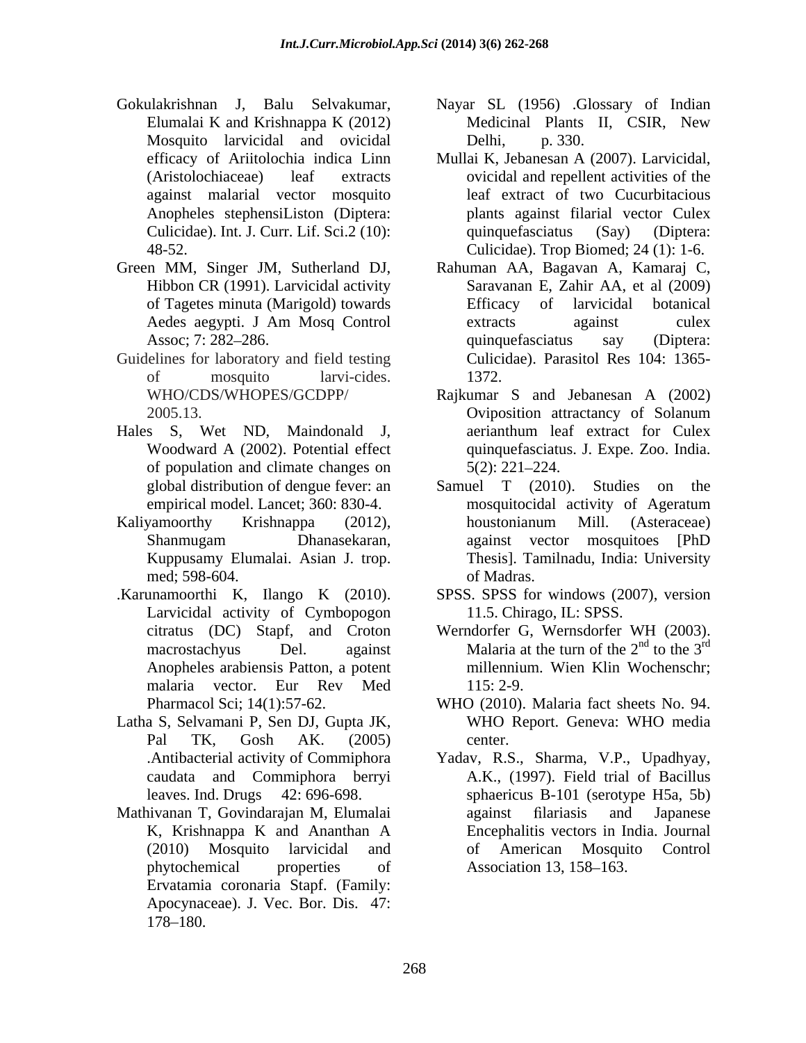Gokulakrishnan J, Balu Selvakumar, Elumalai K and Krishnappa K (2012) Mosquito larvicidal and ovicidal efficacy of Ariitolochia indica Linn (Aristolochiaceae) leaf extracts against malarial vector mosquito Anopheles stephensiListon (Diptera: Culicidae). Int. J. Curr. Lif. Sci.2 (10): 48-52.

Green MM, Singer JM, Sutherland DJ, Hibbon CR (1991). Larvicidal activity of Tagetes minuta (Marigold) towards Aedes aegypti. J Am Mosq Control Assoc; 7: 282–286.

Guidelines for laboratory and field testing of mosquito larvi-cides. WHO/CDS/WHOPES/GCDPP/ 2005.13.

Hales S, Wet ND, Maindonald J, Woodward A (2002). Potential effect of population and climate changes on global distribution of dengue fever: an empirical model. Lancet; 360: 830-4.

Kaliyamoorthy Krishnappa (2012), Shanmugam Dhanasekaran, Kuppusamy Elumalai. Asian J. trop. med; 598-604.

.Karunamoorthi K, Ilango K (2010). Larvicidal activity of Cymbopogon citratus (DC) Stapf, and Croton macrostachyus Del. against Anopheles arabiensis Patton, a potent malaria vector. Eur Rev Med Pharmacol Sci; 14(1):57-62.

Latha S, Selvamani P, Sen DJ, Gupta JK, Pal TK, Gosh AK. (2005) .Antibacterial activity of Commiphora caudata and Commiphora berryi leaves. Ind. Drugs 42: 696-698.

Mathivanan T, Govindarajan M, Elumalai K, Krishnappa K and Ananthan A (2010) Mosquito larvicidal and phytochemical properties of Ervatamia coronaria Stapf. (Family: Apocynaceae). J. Vec. Bor. Dis. 47: 178–180.

Nayar SL (1956) .Glossary of Indian Medicinal Plants II, CSIR, New Delhi, p. 330.

Mullai K, Jebanesan A (2007). Larvicidal, ovicidal and repellent activities of the leaf extract of two Cucurbitacious plants against filarial vector Culex quinquefasciatus (Say) (Diptera: Culicidae). Trop Biomed; 24 (1): 1-6.

Rahuman AA, Bagavan A, Kamaraj C, Saravanan E, Zahir AA, et al (2009) Efficacy of larvicidal botanical extracts against culex quinquefasciatus say (Diptera: Culicidae). Parasitol Res 104: 1365-1372.

Rajkumar S and Jebanesan A (2002) Oviposition attractancy of Solanum aerianthum leaf extract for Culex quinquefasciatus. J. Expe. Zoo. India. 5(2): 221–224.

Samuel T (2010). Studies on the mosquitocidal activity of Ageratum houstonianum Mill. (Asteraceae) against vector mosquitoes [PhD Thesis]. Tamilnadu, India: University of Madras.

SPSS. SPSS for windows (2007), version 11.5. Chirago, IL: SPSS.

Werndorfer G, Wernsdorfer WH (2003). Malaria at the turn of the 2nd to the 3rd millennium. Wien Klin Wochenschr; 115: 2-9.

WHO (2010). Malaria fact sheets No. 94. WHO Report. Geneva: WHO media center.

Yadav, R.S., Sharma, V.P., Upadhyay, A.K., (1997). Field trial of Bacillus sphaericus B-101 (serotype H5a, 5b) against filariasis and Japanese Encephalitis vectors in India. Journal of American Mosquito Control Association 13, 158–163.